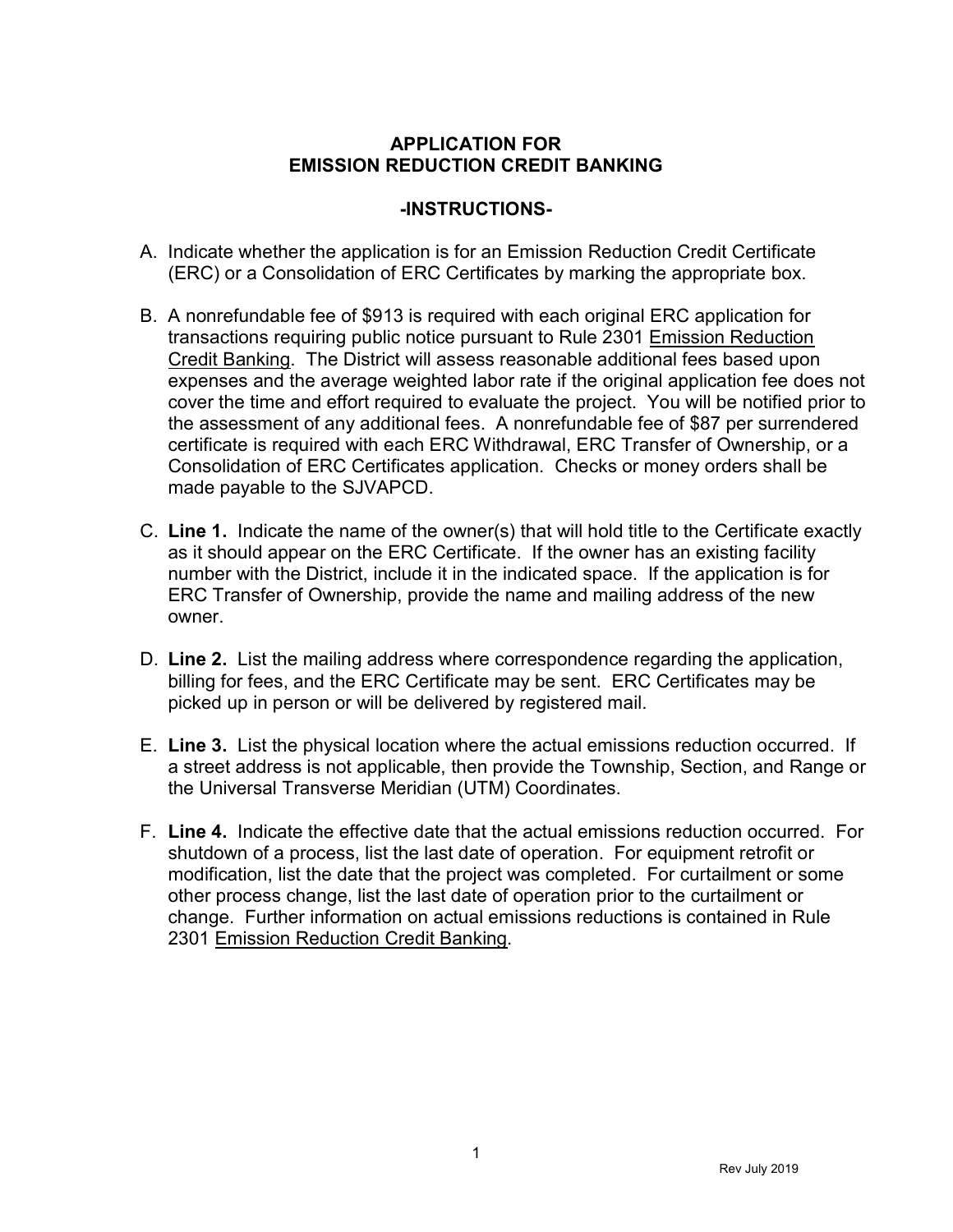# APPLICATION FOR EMISSION REDUCTION CREDIT BANKING

## -INSTRUCTIONS-

A. Indicate whether the application is for an Emission Reduction Credit Certificate (ERC) or a Consolidation of ERC Certificates by marking the appropriate box.

B. A nonrefundable fee of $913 is required with each original ERC application for transactions requiring public notice pursuant to Rule 2301 Emission Reduction Credit Banking. The District will assess reasonable additional fees based upon expenses and the average weighted labor rate if the original application fee does not cover the time and effort required to evaluate the project. You will be notified prior to the assessment of any additional fees. A nonrefundable fee of $87 per surrendered certificate is required with each ERC Withdrawal, ERC Transfer of Ownership, or a Consolidation of ERC Certificates application. Checks or money orders shall be made payable to the SJVAPCD.

C. **Line 1.** Indicate the name of the owner(s) that will hold title to the Certificate exactly as it should appear on the ERC Certificate. If the owner has an existing facility number with the District, include it in the indicated space. If the application is for ERC Transfer of Ownership, provide the name and mailing address of the new owner.

D. **Line 2.** List the mailing address where correspondence regarding the application, billing for fees, and the ERC Certificate may be sent. ERC Certificates may be picked up in person or will be delivered by registered mail.

E. **Line 3.** List the physical location where the actual emissions reduction occurred. If a street address is not applicable, then provide the Township, Section, and Range or the Universal Transverse Meridian (UTM) Coordinates.

F. **Line 4.** Indicate the effective date that the actual emissions reduction occurred. For shutdown of a process, list the last date of operation. For equipment retrofit or modification, list the date that the project was completed. For curtailment or some other process change, list the last date of operation prior to the curtailment or change. Further information on actual emissions reductions is contained in Rule 2301 Emission Reduction Credit Banking.

Rev July 2019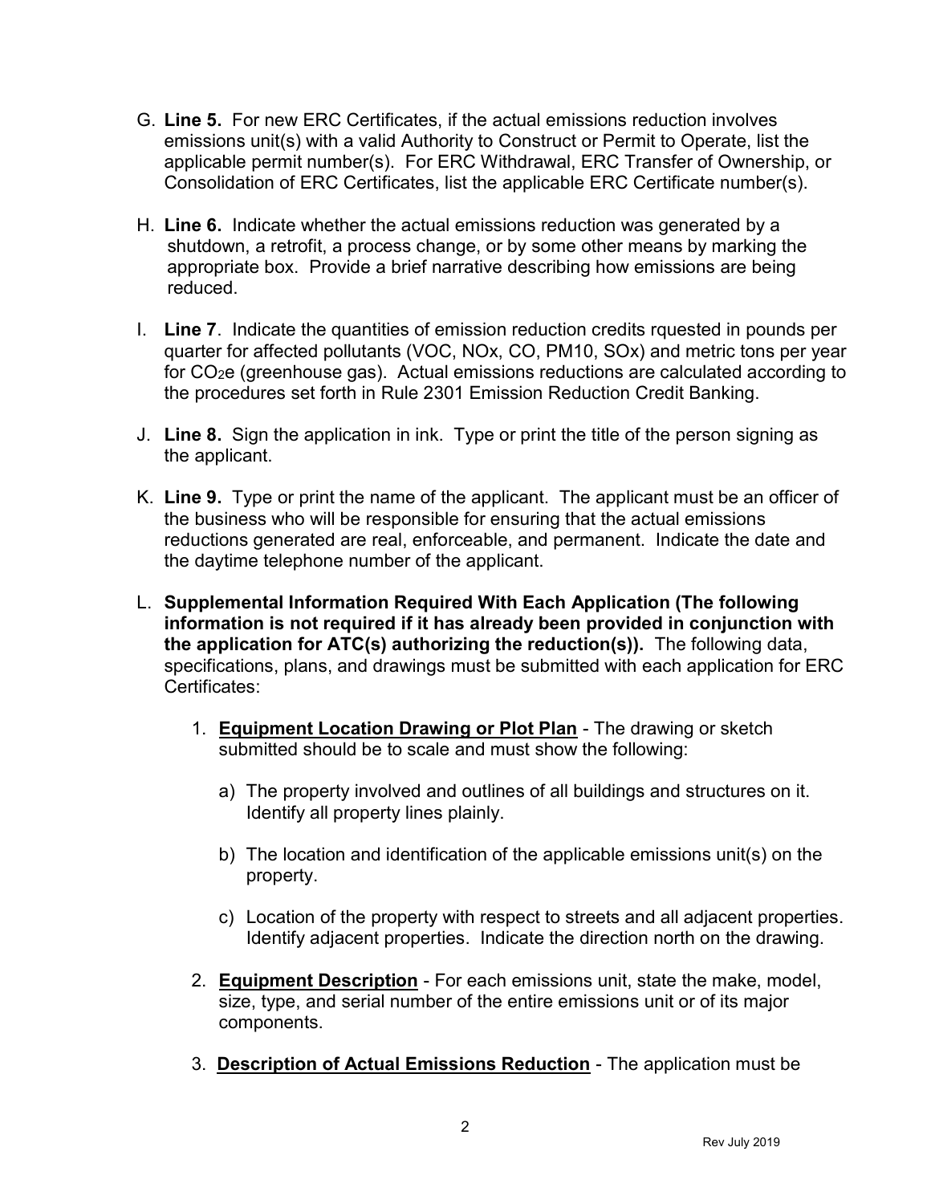G. **Line 5.** For new ERC Certificates, if the actual emissions reduction involves emissions unit(s) with a valid Authority to Construct or Permit to Operate, list the applicable permit number(s). For ERC Withdrawal, ERC Transfer of Ownership, or Consolidation of ERC Certificates, list the applicable ERC Certificate number(s).

H. **Line 6.** Indicate whether the actual emissions reduction was generated by a shutdown, a retrofit, a process change, or by some other means by marking the appropriate box. Provide a brief narrative describing how emissions are being reduced.

I. **Line 7**. Indicate the quantities of emission reduction credits rquested in pounds per quarter for affected pollutants (VOC, NOx, CO, PM10, SOx) and metric tons per year for $CO_2e$ (greenhouse gas). Actual emissions reductions are calculated according to the procedures set forth in Rule 2301 Emission Reduction Credit Banking.

J. **Line 8.** Sign the application in ink. Type or print the title of the person signing as the applicant.

K. **Line 9.** Type or print the name of the applicant. The applicant must be an officer of the business who will be responsible for ensuring that the actual emissions reductions generated are real, enforceable, and permanent. Indicate the date and the daytime telephone number of the applicant.

L. **Supplemental Information Required With Each Application (The following information is not required if it has already been provided in conjunction with the application for ATC(s) authorizing the reduction(s)).** The following data, specifications, plans, and drawings must be submitted with each application for ERC Certificates:

1. **Equipment Location Drawing or Plot Plan** - The drawing or sketch submitted should be to scale and must show the following:

   a) The property involved and outlines of all buildings and structures on it. Identify all property lines plainly.

   b) The location and identification of the applicable emissions unit(s) on the property.

   c) Location of the property with respect to streets and all adjacent properties. Identify adjacent properties. Indicate the direction north on the drawing.

2. **Equipment Description** - For each emissions unit, state the make, model, size, type, and serial number of the entire emissions unit or of its major components.

3. **Description of Actual Emissions Reduction** - The application must be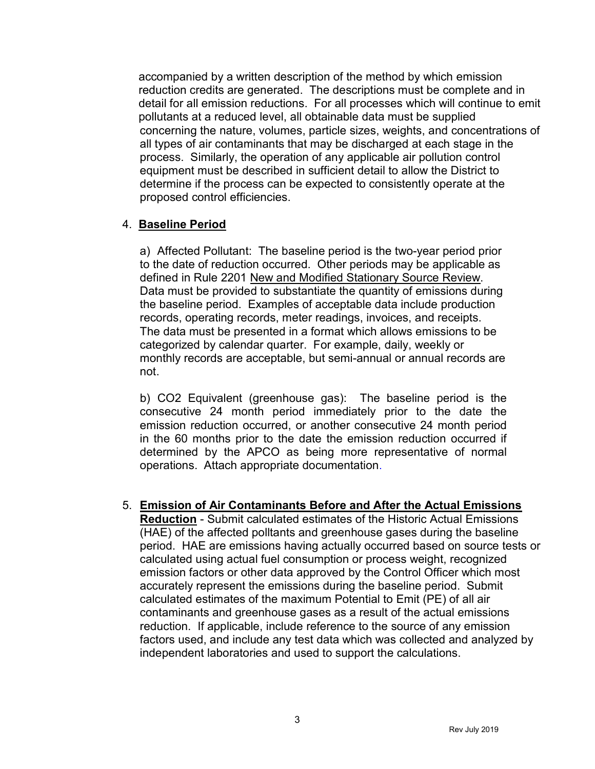accompanied by a written description of the method by which emission reduction credits are generated. The descriptions must be complete and in detail for all emission reductions. For all processes which will continue to emit pollutants at a reduced level, all obtainable data must be supplied concerning the nature, volumes, particle sizes, weights, and concentrations of all types of air contaminants that may be discharged at each stage in the process. Similarly, the operation of any applicable air pollution control equipment must be described in sufficient detail to allow the District to determine if the process can be expected to consistently operate at the proposed control efficiencies.

4. **Baseline Period**

   a) Affected Pollutant: The baseline period is the two-year period prior to the date of reduction occurred. Other periods may be applicable as defined in Rule 2201 New and Modified Stationary Source Review. Data must be provided to substantiate the quantity of emissions during the baseline period. Examples of acceptable data include production records, operating records, meter readings, invoices, and receipts. The data must be presented in a format which allows emissions to be categorized by calendar quarter. For example, daily, weekly or monthly records are acceptable, but semi-annual or annual records are not.

   b) CO2 Equivalent (greenhouse gas): The baseline period is the consecutive 24 month period immediately prior to the date the emission reduction occurred, or another consecutive 24 month period in the 60 months prior to the date the emission reduction occurred if determined by the APCO as being more representative of normal operations. Attach appropriate documentation.

5. **Emission of Air Contaminants Before and After the Actual Emissions Reduction** - Submit calculated estimates of the Historic Actual Emissions (HAE) of the affected polltants and greenhouse gases during the baseline period. HAE are emissions having actually occurred based on source tests or calculated using actual fuel consumption or process weight, recognized emission factors or other data approved by the Control Officer which most accurately represent the emissions during the baseline period. Submit calculated estimates of the maximum Potential to Emit (PE) of all air contaminants and greenhouse gases as a result of the actual emissions reduction. If applicable, include reference to the source of any emission factors used, and include any test data which was collected and analyzed by independent laboratories and used to support the calculations.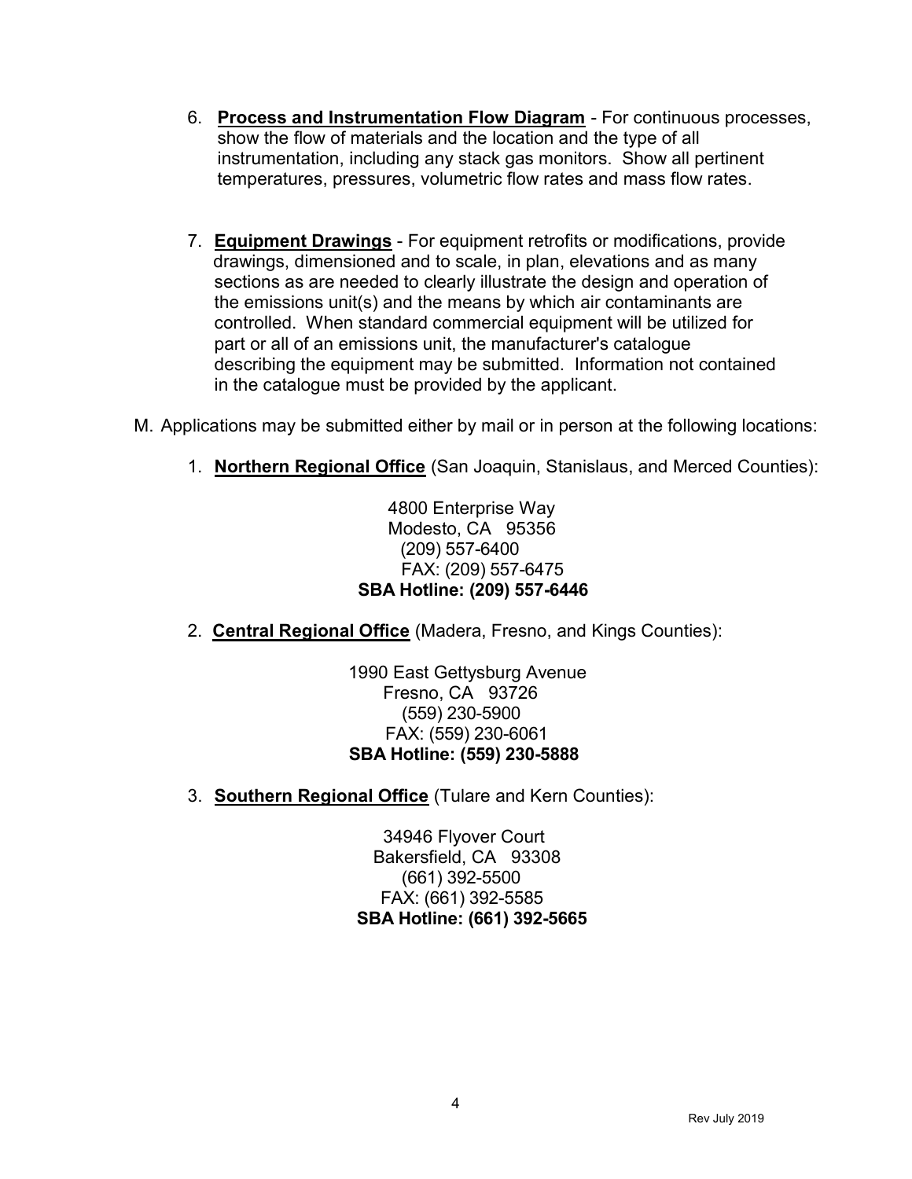6. **Process and Instrumentation Flow Diagram** - For continuous processes, show the flow of materials and the location and the type of all instrumentation, including any stack gas monitors. Show all pertinent temperatures, pressures, volumetric flow rates and mass flow rates.

7. **Equipment Drawings** - For equipment retrofits or modifications, provide drawings, dimensioned and to scale, in plan, elevations and as many sections as are needed to clearly illustrate the design and operation of the emissions unit(s) and the means by which air contaminants are controlled. When standard commercial equipment will be utilized for part or all of an emissions unit, the manufacturer's catalogue describing the equipment may be submitted. Information not contained in the catalogue must be provided by the applicant.

M. Applications may be submitted either by mail or in person at the following locations:

1. **Northern Regional Office** (San Joaquin, Stanislaus, and Merced Counties):

   4800 Enterprise Way  
   Modesto, CA 95356  
   (209) 557-6400  
   FAX: (209) 557-6475  
   **SBA Hotline: (209) 557-6446**

2. **Central Regional Office** (Madera, Fresno, and Kings Counties):

   1990 East Gettysburg Avenue  
   Fresno, CA 93726  
   (559) 230-5900  
   FAX: (559) 230-6061  
   **SBA Hotline: (559) 230-5888**

3. **Southern Regional Office** (Tulare and Kern Counties):

   34946 Flyover Court  
   Bakersfield, CA 93308  
   (661) 392-5500  
   FAX: (661) 392-5585  
   **SBA Hotline: (661) 392-5665**

Rev July 2019